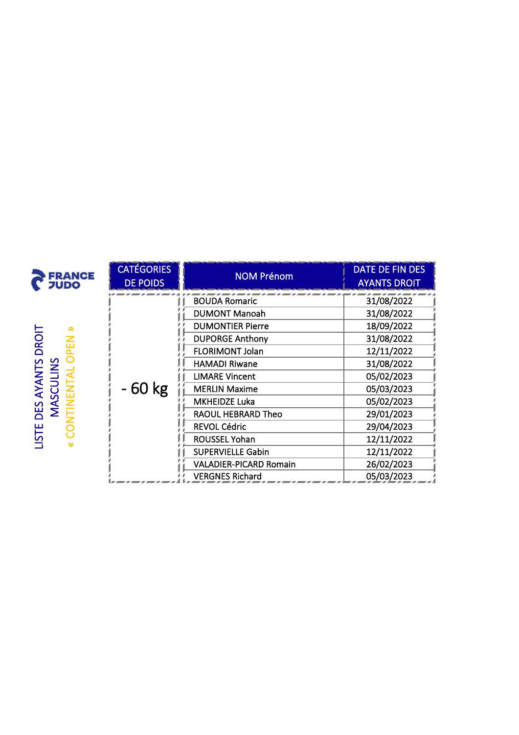FRANCE JUDO

# LISTE DES AYANTS DROIT MASCULINS « CONTINENTAL OPEN »

| CATÉGORIES DE POIDS | NOM Prénom | DATE DE FIN DES AYANTS DROIT |
|---|---|---|
| - 60 kg | BOUDA Romaric | 31/08/2022 |
| | DUMONT Manoah | 31/08/2022 |
| | DUMONTIER Pierre | 18/09/2022 |
| | DUPORGE Anthony | 31/08/2022 |
| | FLORIMONT Jolan | 12/11/2022 |
| | HAMADI Riwane | 31/08/2022 |
| | LIMARE Vincent | 05/02/2023 |
| | MERLIN Maxime | 05/03/2023 |
| | MKHEIDZE Luka | 05/02/2023 |
| | RAOUL HEBRARD Theo | 29/01/2023 |
| | REVOL Cédric | 29/04/2023 |
| | ROUSSEL Yohan | 12/11/2022 |
| | SUPERVIELLE Gabin | 12/11/2022 |
| | VALADIER-PICARD Romain | 26/02/2023 |
| | VERGNES Richard | 05/03/2023 |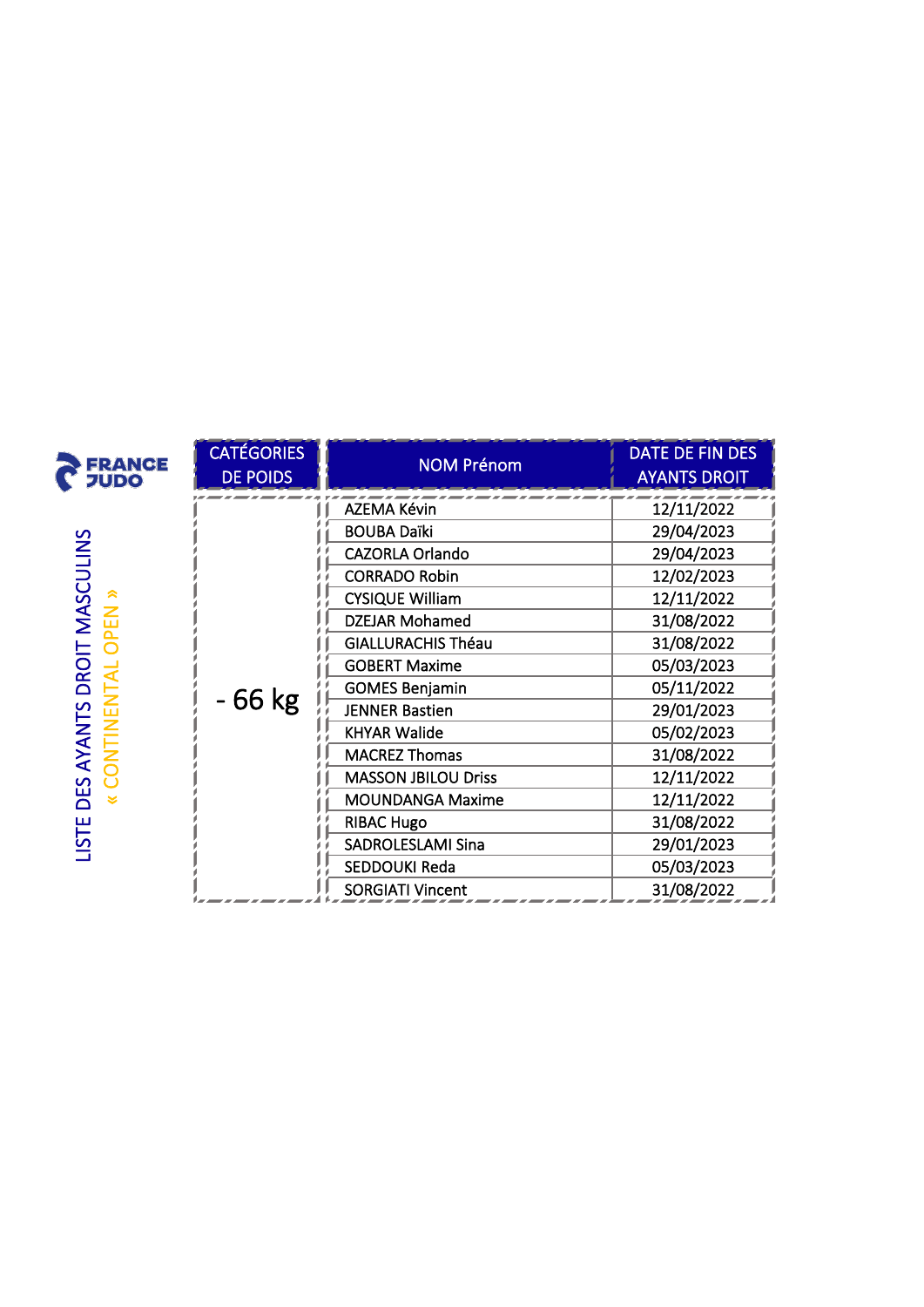FRANCE JUDO

# LISTE DES AYANTS DROIT MASCULINS
## « CONTINENTAL OPEN »

| CATÉGORIES DE POIDS | NOM Prénom | DATE DE FIN DES AYANTS DROIT |
|---|---|---|
| - 66 kg | AZEMA Kévin | 12/11/2022 |
| | BOUBA Daïki | 29/04/2023 |
| | CAZORLA Orlando | 29/04/2023 |
| | CORRADO Robin | 12/02/2023 |
| | CYSIQUE William | 12/11/2022 |
| | DZEJAR Mohamed | 31/08/2022 |
| | GIALLURACHIS Théau | 31/08/2022 |
| | GOBERT Maxime | 05/03/2023 |
| | GOMES Benjamin | 05/11/2022 |
| | JENNER Bastien | 29/01/2023 |
| | KHYAR Walide | 05/02/2023 |
| | MACREZ Thomas | 31/08/2022 |
| | MASSON JBILOU Driss | 12/11/2022 |
| | MOUNDANGA Maxime | 12/11/2022 |
| | RIBAC Hugo | 31/08/2022 |
| | SADROLESLAMI Sina | 29/01/2023 |
| | SEDDOUKI Reda | 05/03/2023 |
| | SORGIATI Vincent | 31/08/2022 |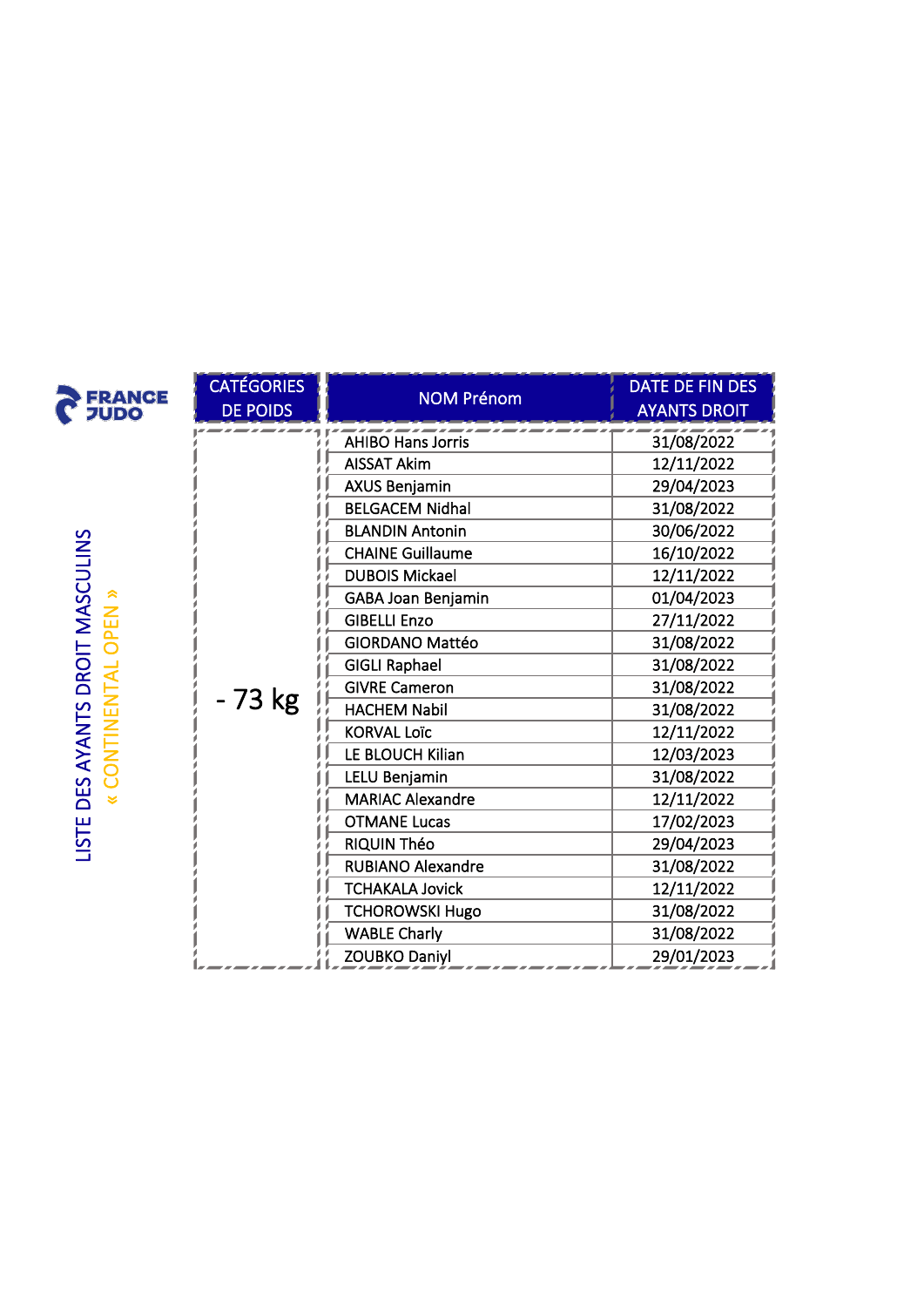FRANCE JUDO

LISTE DES AYANTS DROIT MASCULINS

« CONTINENTAL OPEN »

| CATÉGORIES DE POIDS | NOM Prénom | DATE DE FIN DES AYANTS DROIT |
|---|---|---|
| - 73 kg | AHIBO Hans Jorris | 31/08/2022 |
| | AISSAT Akim | 12/11/2022 |
| | AXUS Benjamin | 29/04/2023 |
| | BELGACEM Nidhal | 31/08/2022 |
| | BLANDIN Antonin | 30/06/2022 |
| | CHAINE Guillaume | 16/10/2022 |
| | DUBOIS Mickael | 12/11/2022 |
| | GABA Joan Benjamin | 01/04/2023 |
| | GIBELLI Enzo | 27/11/2022 |
| | GIORDANO Mattéo | 31/08/2022 |
| | GIGLI Raphael | 31/08/2022 |
| | GIVRE Cameron | 31/08/2022 |
| | HACHEM Nabil | 31/08/2022 |
| | KORVAL Loïc | 12/11/2022 |
| | LE BLOUCH Kilian | 12/03/2023 |
| | LELU Benjamin | 31/08/2022 |
| | MARIAC Alexandre | 12/11/2022 |
| | OTMANE Lucas | 17/02/2023 |
| | RIQUIN Théo | 29/04/2023 |
| | RUBIANO Alexandre | 31/08/2022 |
| | TCHAKALA Jovick | 12/11/2022 |
| | TCHOROWSKI Hugo | 31/08/2022 |
| | WABLE Charly | 31/08/2022 |
| | ZOUBKO Daniyl | 29/01/2023 |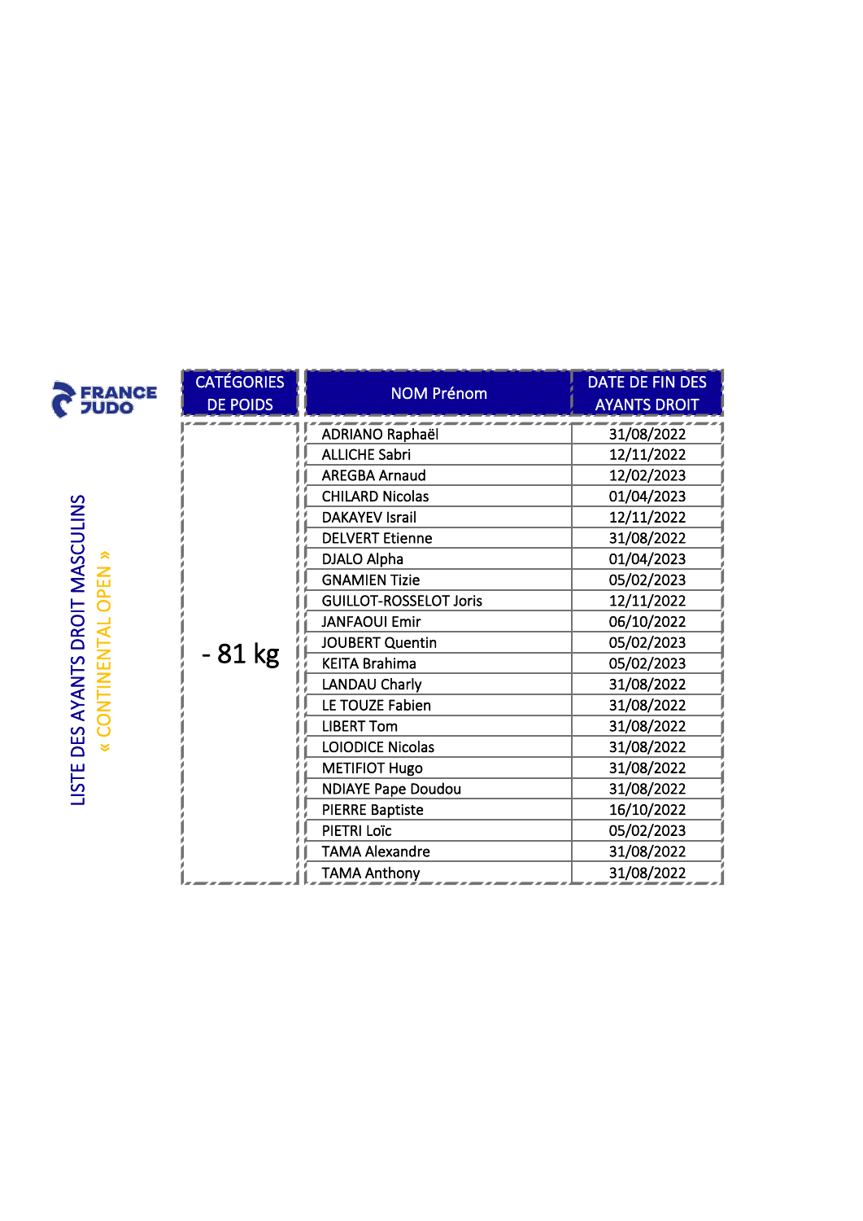FRANCE JUDO

# LISTE DES AYANTS DROIT MASCULINS
## « CONTINENTAL OPEN »

| CATÉGORIES DE POIDS | NOM Prénom | DATE DE FIN DES AYANTS DROIT |
|---|---|---|
| - 81 kg | ADRIANO Raphaël | 31/08/2022 |
| | ALLICHE Sabri | 12/11/2022 |
| | AREGBA Arnaud | 12/02/2023 |
| | CHILARD Nicolas | 01/04/2023 |
| | DAKAYEV Israil | 12/11/2022 |
| | DELVERT Etienne | 31/08/2022 |
| | DJALO Alpha | 01/04/2023 |
| | GNAMIEN Tizie | 05/02/2023 |
| | GUILLOT-ROSSELOT Joris | 12/11/2022 |
| | JANFAOUI Emir | 06/10/2022 |
| | JOUBERT Quentin | 05/02/2023 |
| | KEITA Brahima | 05/02/2023 |
| | LANDAU Charly | 31/08/2022 |
| | LE TOUZE Fabien | 31/08/2022 |
| | LIBERT Tom | 31/08/2022 |
| | LOIODICE Nicolas | 31/08/2022 |
| | METIFIOT Hugo | 31/08/2022 |
| | NDIAYE Pape Doudou | 31/08/2022 |
| | PIERRE Baptiste | 16/10/2022 |
| | PIETRI Loïc | 05/02/2023 |
| | TAMA Alexandre | 31/08/2022 |
| | TAMA Anthony | 31/08/2022 |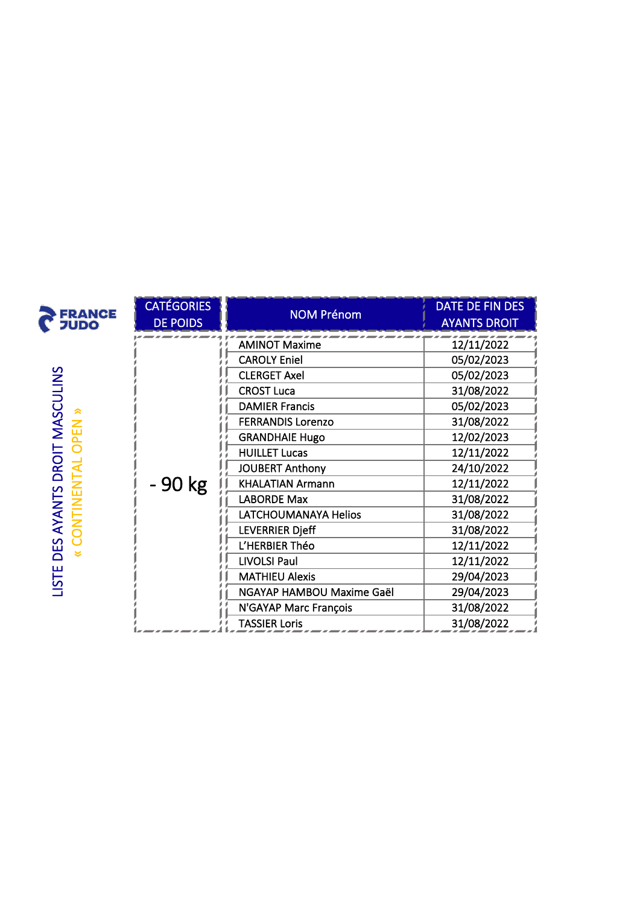FRANCE JUDO

# LISTE DES AYANTS DROIT MASCULINS
## « CONTINENTAL OPEN »

| CATÉGORIES DE POIDS | NOM Prénom | DATE DE FIN DES AYANTS DROIT |
|---|---|---|
| - 90 kg | AMINOT Maxime | 12/11/2022 |
| | CAROLY Eniel | 05/02/2023 |
| | CLERGET Axel | 05/02/2023 |
| | CROST Luca | 31/08/2022 |
| | DAMIER Francis | 05/02/2023 |
| | FERRANDIS Lorenzo | 31/08/2022 |
| | GRANDHAIE Hugo | 12/02/2023 |
| | HUILLET Lucas | 12/11/2022 |
| | JOUBERT Anthony | 24/10/2022 |
| | KHALATIAN Armann | 12/11/2022 |
| | LABORDE Max | 31/08/2022 |
| | LATCHOUMANAYA Helios | 31/08/2022 |
| | LEVERRIER Djeff | 31/08/2022 |
| | L'HERBIER Théo | 12/11/2022 |
| | LIVOLSI Paul | 12/11/2022 |
| | MATHIEU Alexis | 29/04/2023 |
| | NGAYAP HAMBOU Maxime Gaël | 29/04/2023 |
| | N'GAYAP Marc François | 31/08/2022 |
| | TASSIER Loris | 31/08/2022 |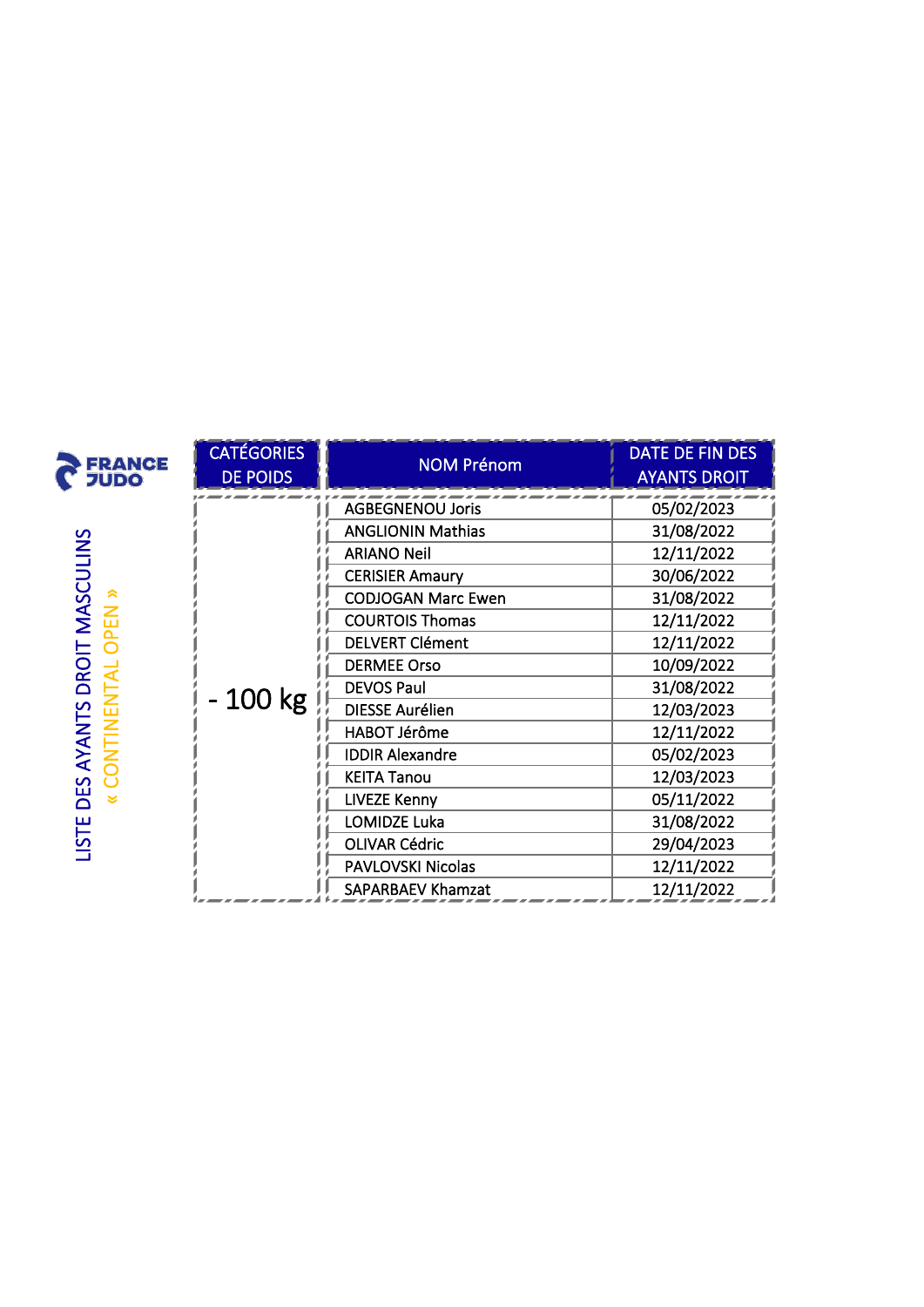FRANCE JUDO

# LISTE DES AYANTS DROIT MASCULINS

## « CONTINENTAL OPEN »

| CATÉGORIES DE POIDS | NOM Prénom | DATE DE FIN DES AYANTS DROIT |
|---|---|---|
| - 100 kg | AGBEGNENOU Joris | 05/02/2023 |
| | ANGLIONIN Mathias | 31/08/2022 |
| | ARIANO Neil | 12/11/2022 |
| | CERISIER Amaury | 30/06/2022 |
| | CODJOGAN Marc Ewen | 31/08/2022 |
| | COURTOIS Thomas | 12/11/2022 |
| | DELVERT Clément | 12/11/2022 |
| | DERMEE Orso | 10/09/2022 |
| | DEVOS Paul | 31/08/2022 |
| | DIESSE Aurélien | 12/03/2023 |
| | HABOT Jérôme | 12/11/2022 |
| | IDDIR Alexandre | 05/02/2023 |
| | KEITA Tanou | 12/03/2023 |
| | LIVEZE Kenny | 05/11/2022 |
| | LOMIDZE Luka | 31/08/2022 |
| | OLIVAR Cédric | 29/04/2023 |
| | PAVLOVSKI Nicolas | 12/11/2022 |
| | SAPARBAEV Khamzat | 12/11/2022 |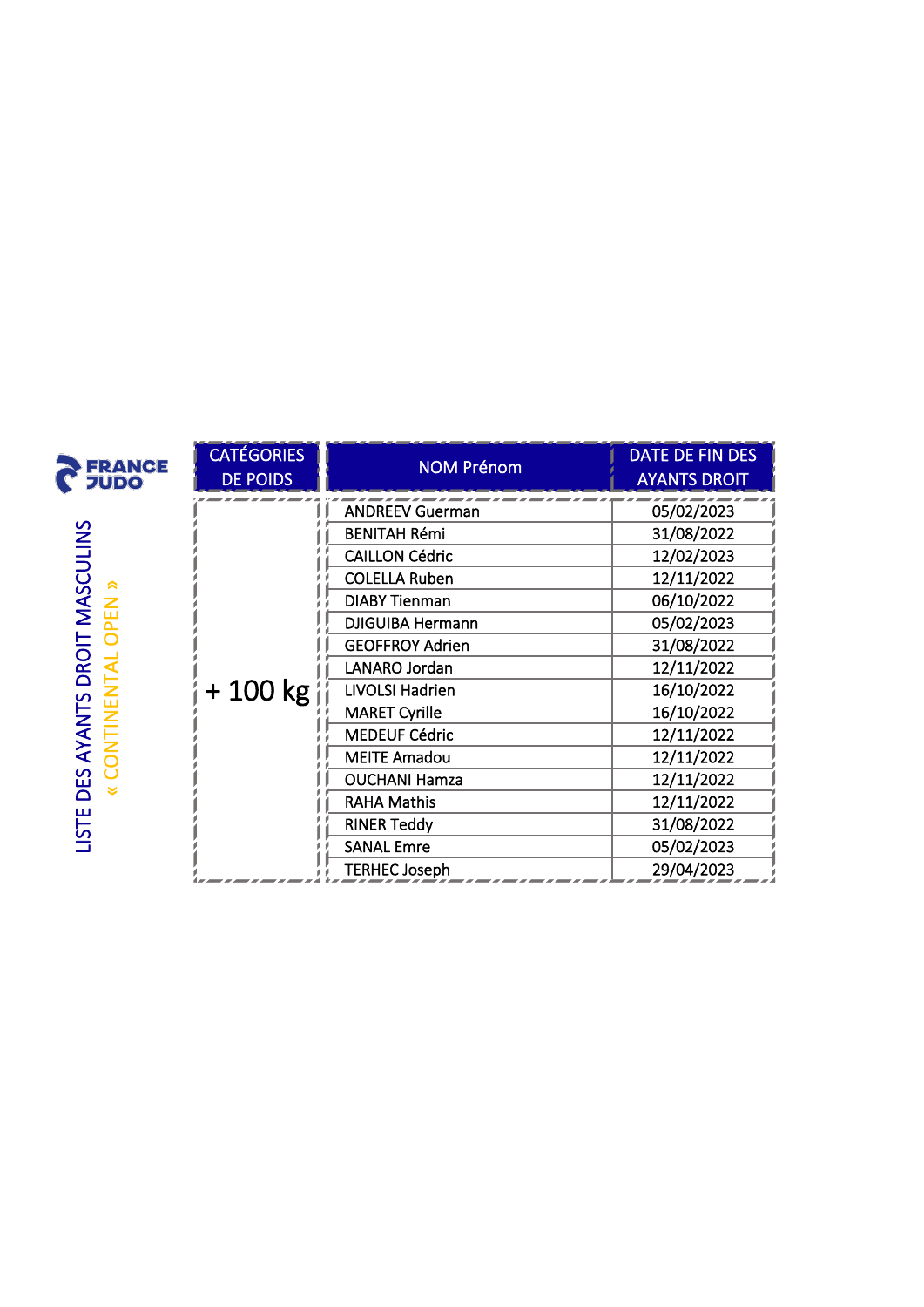FRANCE JUDO

# LISTE DES AYANTS DROIT MASCULINS

## « CONTINENTAL OPEN »

| CATÉGORIES DE POIDS | NOM Prénom | DATE DE FIN DES AYANTS DROIT |
|---|---|---|
| + 100 kg | ANDREEV Guerman | 05/02/2023 |
| | BENITAH Rémi | 31/08/2022 |
| | CAILLON Cédric | 12/02/2023 |
| | COLELLA Ruben | 12/11/2022 |
| | DIABY Tienman | 06/10/2022 |
| | DJIGUIBA Hermann | 05/02/2023 |
| | GEOFFROY Adrien | 31/08/2022 |
| | LANARO Jordan | 12/11/2022 |
| | LIVOLSI Hadrien | 16/10/2022 |
| | MARET Cyrille | 16/10/2022 |
| | MEDEUF Cédric | 12/11/2022 |
| | MEITE Amadou | 12/11/2022 |
| | OUCHANI Hamza | 12/11/2022 |
| | RAHA Mathis | 12/11/2022 |
| | RINER Teddy | 31/08/2022 |
| | SANAL Emre | 05/02/2023 |
| | TERHEC Joseph | 29/04/2023 |